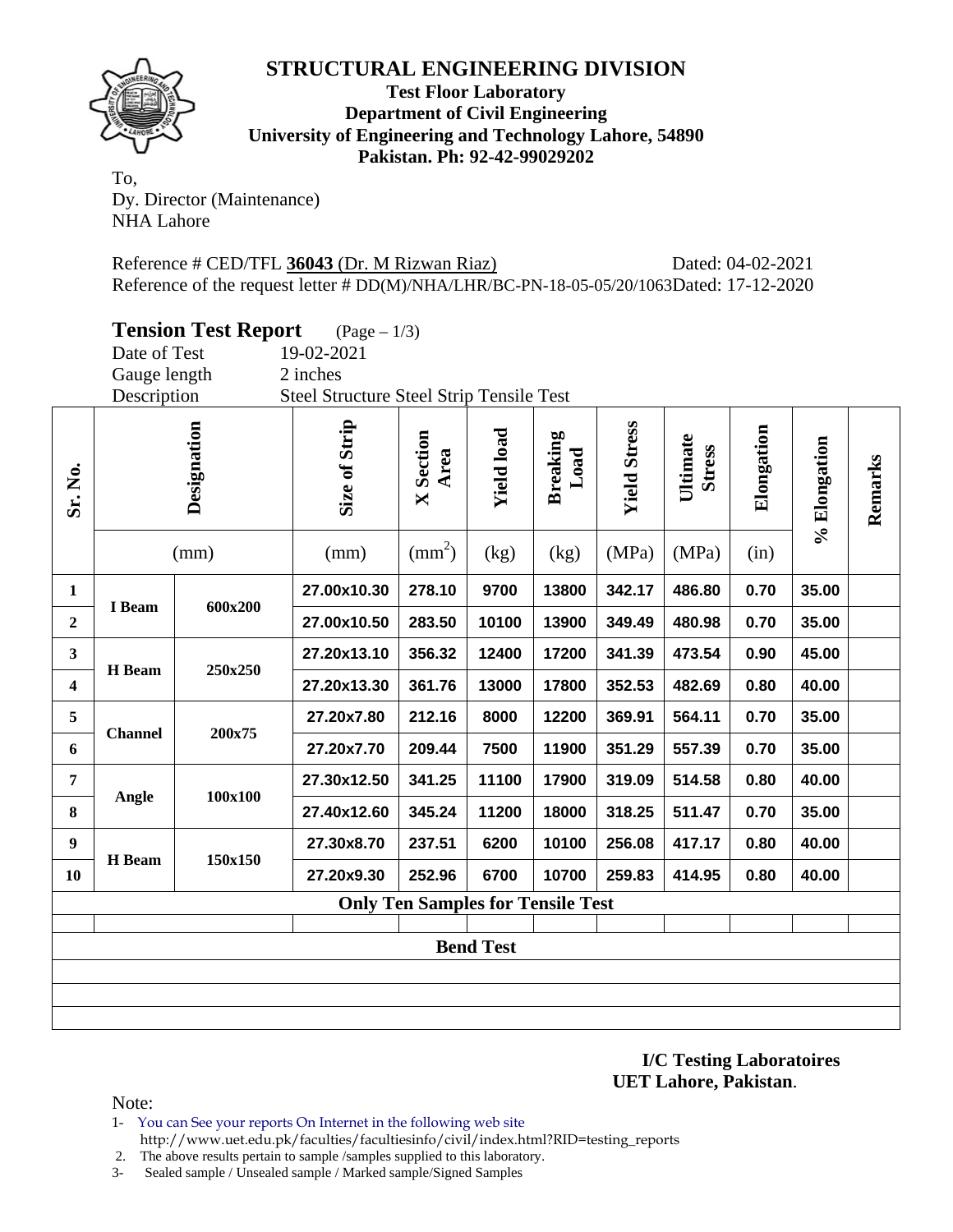# STRUCTURAL ENGINEERING DIVISION

**Test Floor Laboratory**
**Department of Civil Engineering**
**University of Engineering and Technology Lahore, 54890**
**Pakistan. Ph: 92-42-99029202**

To,
Dy. Director (Maintenance)
NHA Lahore

Reference # CED/TFL **36043** (Dr. M Rizwan Riaz) Dated: 04-02-2021
Reference of the request letter # DD(M)/NHA/LHR/BC-PN-18-05-05/20/1063 Dated: 17-12-2020

## Tension Test Report (Page – 1/3)

Date of Test: 19-02-2021
Gauge length: 2 inches
Description: Steel Structure Steel Strip Tensile Test

| Sr. No. | Designation | | Size of Strip | X Section Area | Yield load | Breaking Load | Yield Stress | Ultimate Stress | Elongation | % Elongation | Remarks |
|---|---|---|---|---|---|---|---|---|---|---|---|
| | (mm) | | (mm) | ($mm^2$) | (kg) | (kg) | (MPa) | (MPa) | (in) | | |
| 1 | I Beam | 600x200 | 27.00x10.30 | 278.10 | 9700 | 13800 | 342.17 | 486.80 | 0.70 | 35.00 | |
| 2 | | | 27.00x10.50 | 283.50 | 10100 | 13900 | 349.49 | 480.98 | 0.70 | 35.00 | |
| 3 | H Beam | 250x250 | 27.20x13.10 | 356.32 | 12400 | 17200 | 341.39 | 473.54 | 0.90 | 45.00 | |
| 4 | | | 27.20x13.30 | 361.76 | 13000 | 17800 | 352.53 | 482.69 | 0.80 | 40.00 | |
| 5 | Channel | 200x75 | 27.20x7.80 | 212.16 | 8000 | 12200 | 369.91 | 564.11 | 0.70 | 35.00 | |
| 6 | | | 27.20x7.70 | 209.44 | 7500 | 11900 | 351.29 | 557.39 | 0.70 | 35.00 | |
| 7 | Angle | 100x100 | 27.30x12.50 | 341.25 | 11100 | 17900 | 319.09 | 514.58 | 0.80 | 40.00 | |
| 8 | | | 27.40x12.60 | 345.24 | 11200 | 18000 | 318.25 | 511.47 | 0.70 | 35.00 | |
| 9 | H Beam | 150x150 | 27.30x8.70 | 237.51 | 6200 | 10100 | 256.08 | 417.17 | 0.80 | 40.00 | |
| 10 | | | 27.20x9.30 | 252.96 | 6700 | 10700 | 259.83 | 414.95 | 0.80 | 40.00 | |
| | | | | **Only Ten Samples for Tensile Test** | | | | | | | |
| | | | | | | | | | | | |
| | | | | **Bend Test** | | | | | | | |

**I/C Testing Laboratoires**
**UET Lahore, Pakistan**.

Note:
1- You can See your reports On Internet in the following web site
http://www.uet.edu.pk/faculties/facultiesinfo/civil/index.html?RID=testing_reports
2. The above results pertain to sample /samples supplied to this laboratory.
3- Sealed sample / Unsealed sample / Marked sample/Signed Samples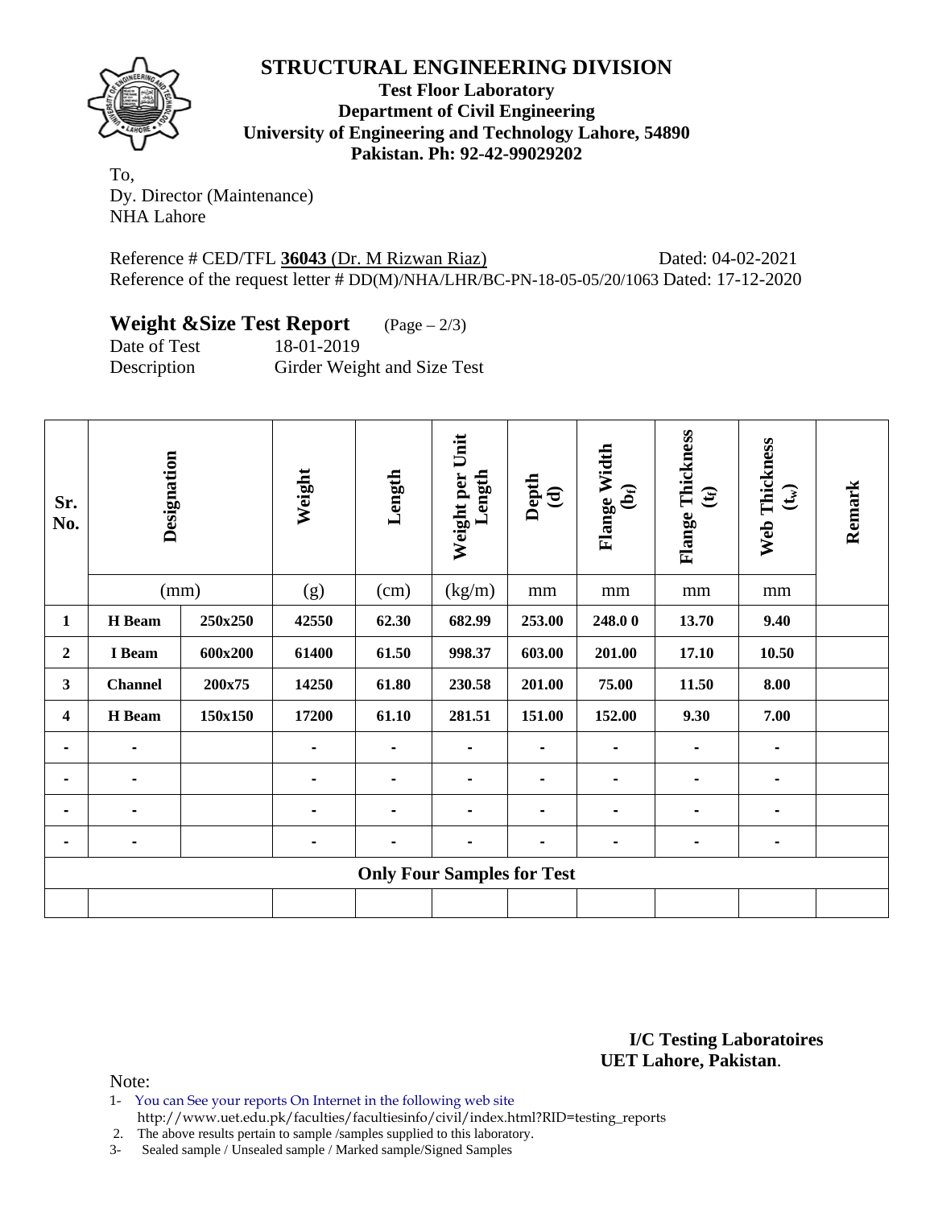# STRUCTURAL ENGINEERING DIVISION

**Test Floor Laboratory**
**Department of Civil Engineering**
**University of Engineering and Technology Lahore, 54890**
**Pakistan. Ph: 92-42-99029202**

To,
Dy. Director (Maintenance)
NHA Lahore

Reference # CED/TFL **36043** (Dr. M Rizwan Riaz) Dated: 04-02-2021
Reference of the request letter # DD(M)/NHA/LHR/BC-PN-18-05-05/20/1063 Dated: 17-12-2020

## Weight &Size Test Report (Page – 2/3)

Date of Test 18-01-2019
Description Girder Weight and Size Test

| Sr. No. | Designation | | Weight | Length | Weight per Unit Length | Depth (d) | Flange Width ($b_f$) | Flange Thickness ($t_f$) | Web Thickness ($t_w$) | Remark |
|---|---|---|---|---|---|---|---|---|---|---|
| | (mm) | | (g) | (cm) | (kg/m) | mm | mm | mm | mm | |
| **1** | **H Beam** | **250x250** | **42550** | **62.30** | **682.99** | **253.00** | **248.0 0** | **13.70** | **9.40** | |
| **2** | **I Beam** | **600x200** | **61400** | **61.50** | **998.37** | **603.00** | **201.00** | **17.10** | **10.50** | |
| **3** | **Channel** | **200x75** | **14250** | **61.80** | **230.58** | **201.00** | **75.00** | **11.50** | **8.00** | |
| **4** | **H Beam** | **150x150** | **17200** | **61.10** | **281.51** | **151.00** | **152.00** | **9.30** | **7.00** | |
| - | - | | - | - | - | - | - | - | - | |
| - | - | | - | - | - | - | - | - | - | |
| - | - | | - | - | - | - | - | - | - | |
| - | - | | - | - | - | - | - | - | - | |
| **Only Four Samples for Test** | | | | | | | | | | |
| | | | | | | | | | | |

**I/C Testing Laboratoires**
**UET Lahore, Pakistan**.

Note:
1- You can See your reports On Internet in the following web site
http://www.uet.edu.pk/faculties/facultiesinfo/civil/index.html?RID=testing_reports
2. The above results pertain to sample /samples supplied to this laboratory.
3- Sealed sample / Unsealed sample / Marked sample/Signed Samples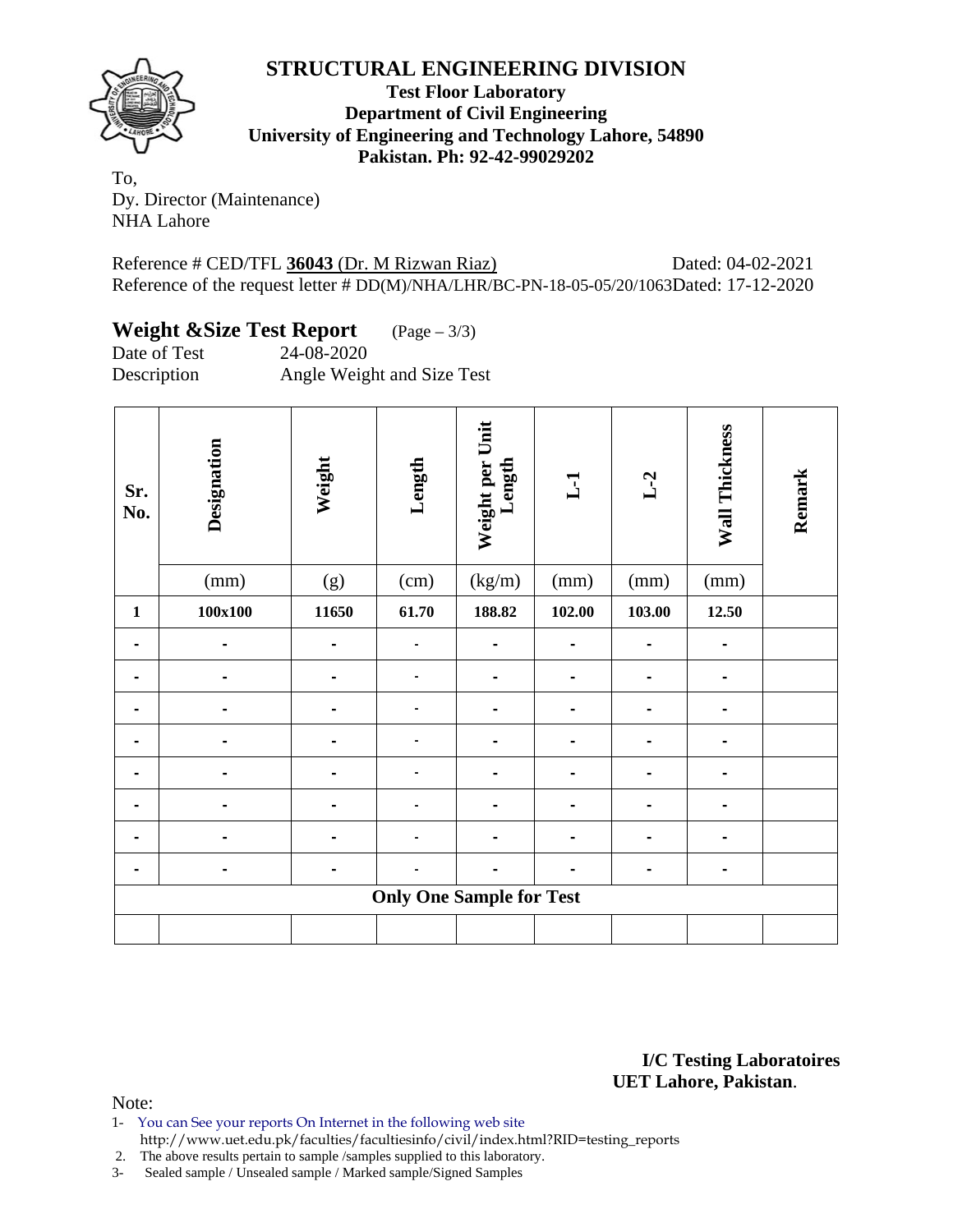# STRUCTURAL ENGINEERING DIVISION

**Test Floor Laboratory**
**Department of Civil Engineering**
**University of Engineering and Technology Lahore, 54890**
**Pakistan. Ph: 92-42-99029202**

To,
Dy. Director (Maintenance)
NHA Lahore

Reference # CED/TFL **36043** (Dr. M Rizwan Riaz) Dated: 04-02-2021
Reference of the request letter # DD(M)/NHA/LHR/BC-PN-18-05-05/20/1063Dated: 17-12-2020

## Weight &Size Test Report (Page – 3/3)

Date of Test 24-08-2020
Description Angle Weight and Size Test

| Sr. No. | Designation | Weight | Length | Weight per Unit Length | L-1 | L-2 | Wall Thickness | Remark |
|---|---|---|---|---|---|---|---|---|
| | (mm) | (g) | (cm) | (kg/m) | (mm) | (mm) | (mm) | |
| **1** | **100x100** | **11650** | **61.70** | **188.82** | **102.00** | **103.00** | **12.50** | |
| - | - | - | - | - | - | - | - | |
| - | - | - | - | - | - | - | - | |
| - | - | - | - | - | - | - | - | |
| - | - | - | - | - | - | - | - | |
| - | - | - | - | - | - | - | - | |
| - | - | - | - | - | - | - | - | |
| - | - | - | - | - | - | - | - | |
| - | - | - | - | - | - | - | - | |
| **Only One Sample for Test** | | | | | | | | |
| | | | | | | | | |

**I/C Testing Laboratoires**
**UET Lahore, Pakistan**.

Note:
1- You can See your reports On Internet in the following web site
http://www.uet.edu.pk/faculties/facultiesinfo/civil/index.html?RID=testing_reports
2. The above results pertain to sample /samples supplied to this laboratory.
3- Sealed sample / Unsealed sample / Marked sample/Signed Samples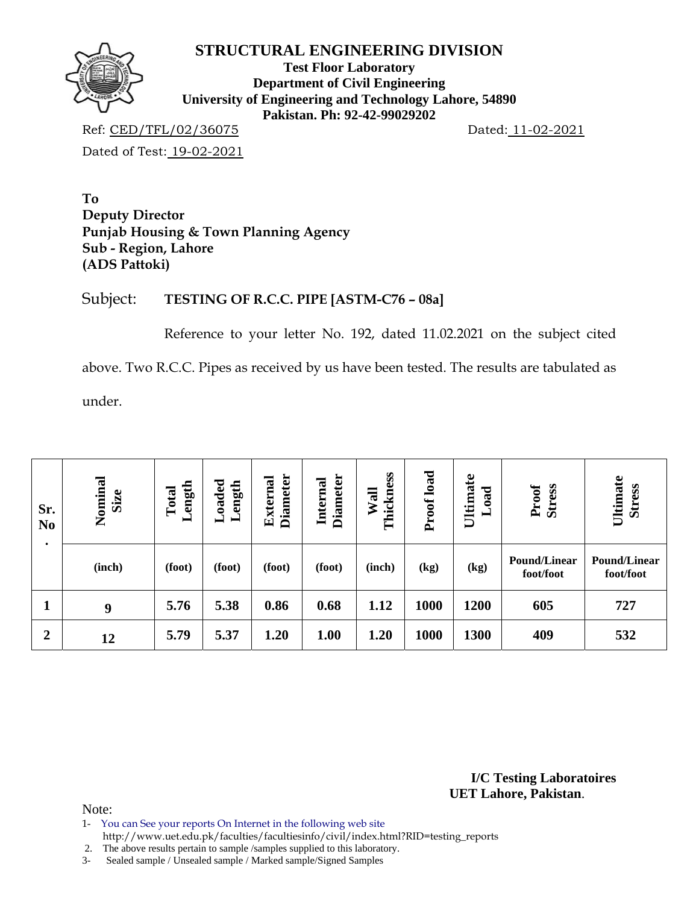# STRUCTURAL ENGINEERING DIVISION

**Test Floor Laboratory**
**Department of Civil Engineering**
**University of Engineering and Technology Lahore, 54890**
**Pakistan. Ph: 92-42-99029202**

Ref: CED/TFL/02/36075 Dated: 11-02-2021

Dated of Test: 19-02-2021

**To**
**Deputy Director**
**Punjab Housing & Town Planning Agency**
**Sub - Region, Lahore**
**(ADS Pattoki)**

Subject: **TESTING OF R.C.C. PIPE [ASTM-C76 – 08a]**

Reference to your letter No. 192, dated 11.02.2021 on the subject cited above. Two R.C.C. Pipes as received by us have been tested. The results are tabulated as under.

| Sr. No. | Nominal Size | Total Length | Loaded Length | External Diameter | Internal Diameter | Wall Thickness | Proof load | Ultimate Load | Proof Stress | Ultimate Stress |
|---|---|---|---|---|---|---|---|---|---|---|
| | (inch) | (foot) | (foot) | (foot) | (foot) | (inch) | (kg) | (kg) | Pound/Linear foot/foot | Pound/Linear foot/foot |
| **1** | **9** | **5.76** | **5.38** | **0.86** | **0.68** | **1.12** | **1000** | **1200** | **605** | **727** |
| **2** | **12** | **5.79** | **5.37** | **1.20** | **1.00** | **1.20** | **1000** | **1300** | **409** | **532** |

**I/C Testing Laboratoires**
**UET Lahore, Pakistan**.

Note:
1- You can See your reports On Internet in the following web site
http://www.uet.edu.pk/faculties/facultiesinfo/civil/index.html?RID=testing_reports
2. The above results pertain to sample /samples supplied to this laboratory.
3- Sealed sample / Unsealed sample / Marked sample/Signed Samples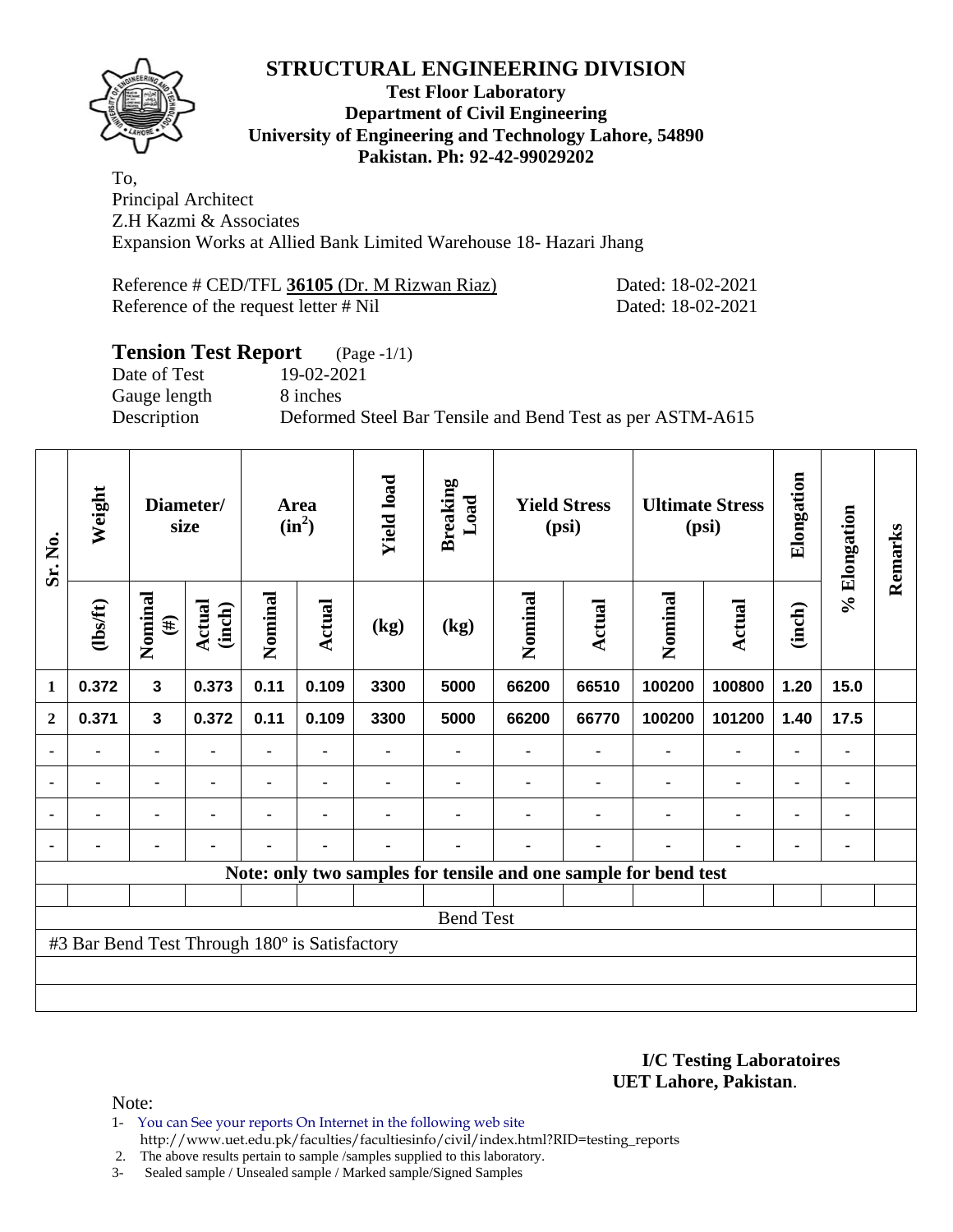# STRUCTURAL ENGINEERING DIVISION

**Test Floor Laboratory**
**Department of Civil Engineering**
**University of Engineering and Technology Lahore, 54890**
**Pakistan. Ph: 92-42-99029202**

To,
Principal Architect
Z.H Kazmi & Associates
Expansion Works at Allied Bank Limited Warehouse 18- Hazari Jhang

Reference # CED/TFL **36105** (Dr. M Rizwan Riaz) Dated: 18-02-2021
Reference of the request letter # Nil Dated: 18-02-2021

## Tension Test Report (Page -1/1)

Date of Test 19-02-2021
Gauge length 8 inches
Description Deformed Steel Bar Tensile and Bend Test as per ASTM-A615

| Sr. No. | Weight | Diameter/ size | | Area ($in^2$) | | Yield load | Breaking Load | Yield Stress (psi) | | Ultimate Stress (psi) | | Elongation | % Elongation | Remarks |
|---|---|---|---|---|---|---|---|---|---|---|---|---|---|---|
| | (lbs/ft) | Nominal (#) | Actual (inch) | Nominal | Actual | (kg) | (kg) | Nominal | Actual | Nominal | Actual | (inch) | | |
| 1 | 0.372 | 3 | 0.373 | 0.11 | 0.109 | 3300 | 5000 | 66200 | 66510 | 100200 | 100800 | 1.20 | 15.0 | |
| 2 | 0.371 | 3 | 0.372 | 0.11 | 0.109 | 3300 | 5000 | 66200 | 66770 | 100200 | 101200 | 1.40 | 17.5 | |
| - | - | - | - | - | - | - | - | - | - | - | - | - | - | |
| - | - | - | - | - | - | - | - | - | - | - | - | - | - | |
| - | - | - | - | - | - | - | - | - | - | - | - | - | - | |
| - | - | - | - | - | - | - | - | - | - | - | - | - | - | |
| **Note: only two samples for tensile and one sample for bend test** | | | | | | | | | | | | | | |
| Bend Test | | | | | | | | | | | | | | |
| #3 Bar Bend Test Through 180º is Satisfactory | | | | | | | | | | | | | | |

**I/C Testing Laboratoires**
**UET Lahore, Pakistan**.

Note:
1- You can See your reports On Internet in the following web site
http://www.uet.edu.pk/faculties/facultiesinfo/civil/index.html?RID=testing_reports
2. The above results pertain to sample /samples supplied to this laboratory.
3- Sealed sample / Unsealed sample / Marked sample/Signed Samples